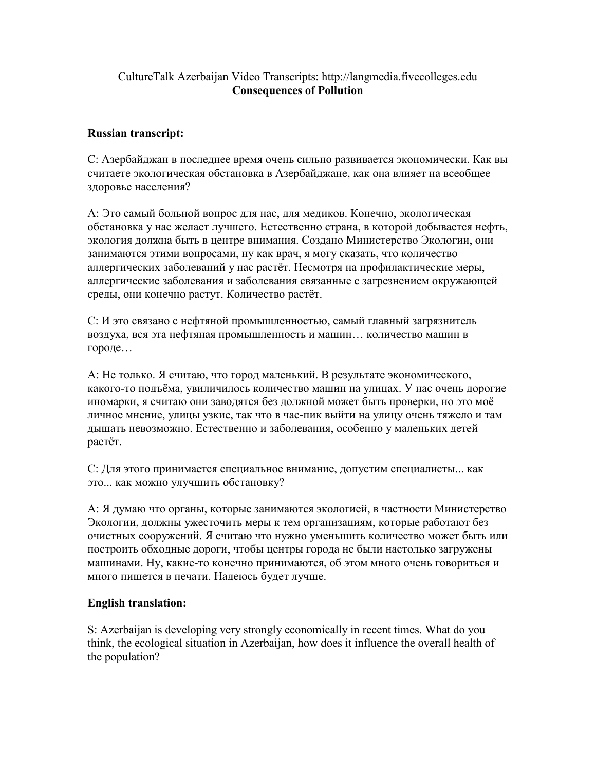CultureTalk Azerbaijan Video Transcripts: http://langmedia.fivecolleges.edu
**Consequences of Pollution**

**Russian transcript:**

С: Азербайджан в последнее время очень сильно развивается экономически. Как вы считаете экологическая обстановка в Азербайджане, как она влияет на всеобщее здоровье населения?

А: Это самый больной вопрос для нас, для медиков. Конечно, экологическая обстановка у нас желает лучшего. Естественно страна, в которой добывается нефть, экология должна быть в центре внимания. Создано Министерство Экологии, они занимаются этими вопросами, ну как врач, я могу сказать, что количество аллергических заболеваний у нас растёт. Несмотря на профилактические меры, аллергические заболевания и заболевания связанные с загрезнением окружающей среды, они конечно растут. Количество растёт.

С: И это связано с нефтяной промышленностью, самый главный загрязнитель воздуха, вся эта нефтяная промышленность и машин… количество машин в городе…

А: Не только. Я считаю, что город маленький. В результате экономического, какого-то подъёма, увиличилось количество машин на улицах. У нас очень дорогие иномарки, я считаю они заводятся без должной может быть проверки, но это моё личное мнение, улицы узкие, так что в час-пик выйти на улицу очень тяжело и там дышать невозможно. Естественно и заболевания, особенно у маленьких детей растёт.

С: Для этого принимается специальное внимание, допустим специалисты... как это... как можно улучшить обстановку?

А: Я думаю что органы, которые занимаются экологией, в частности Министерство Экологии, должны ужесточить меры к тем организациям, которые работают без очистных сооружений. Я считаю что нужно уменьшить количество может быть или построить обходные дороги, чтобы центры города не были настолько загружены машинами. Ну, какие-то конечно принимаются, об этом много очень говориться и много пишется в печати. Надеюсь будет лучше.

**English translation:**

S: Azerbaijan is developing very strongly economically in recent times. What do you think, the ecological situation in Azerbaijan, how does it influence the overall health of the population?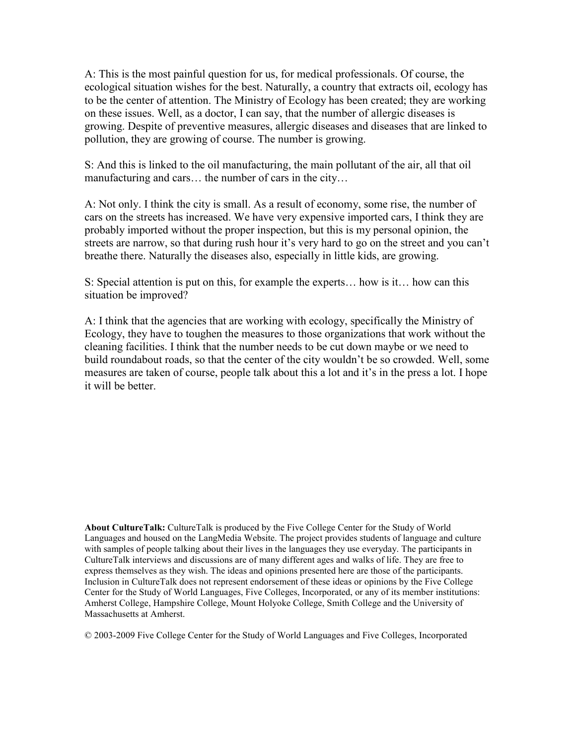A: This is the most painful question for us, for medical professionals. Of course, the ecological situation wishes for the best. Naturally, a country that extracts oil, ecology has to be the center of attention. The Ministry of Ecology has been created; they are working on these issues. Well, as a doctor, I can say, that the number of allergic diseases is growing. Despite of preventive measures, allergic diseases and diseases that are linked to pollution, they are growing of course. The number is growing.

S: And this is linked to the oil manufacturing, the main pollutant of the air, all that oil manufacturing and cars… the number of cars in the city…

A: Not only. I think the city is small. As a result of economy, some rise, the number of cars on the streets has increased. We have very expensive imported cars, I think they are probably imported without the proper inspection, but this is my personal opinion, the streets are narrow, so that during rush hour it's very hard to go on the street and you can't breathe there. Naturally the diseases also, especially in little kids, are growing.

S: Special attention is put on this, for example the experts… how is it… how can this situation be improved?

A: I think that the agencies that are working with ecology, specifically the Ministry of Ecology, they have to toughen the measures to those organizations that work without the cleaning facilities. I think that the number needs to be cut down maybe or we need to build roundabout roads, so that the center of the city wouldn't be so crowded. Well, some measures are taken of course, people talk about this a lot and it's in the press a lot. I hope it will be better.

**About CultureTalk:** CultureTalk is produced by the Five College Center for the Study of World Languages and housed on the LangMedia Website. The project provides students of language and culture with samples of people talking about their lives in the languages they use everyday. The participants in CultureTalk interviews and discussions are of many different ages and walks of life. They are free to express themselves as they wish. The ideas and opinions presented here are those of the participants. Inclusion in CultureTalk does not represent endorsement of these ideas or opinions by the Five College Center for the Study of World Languages, Five Colleges, Incorporated, or any of its member institutions: Amherst College, Hampshire College, Mount Holyoke College, Smith College and the University of Massachusetts at Amherst.

© 2003-2009 Five College Center for the Study of World Languages and Five Colleges, Incorporated